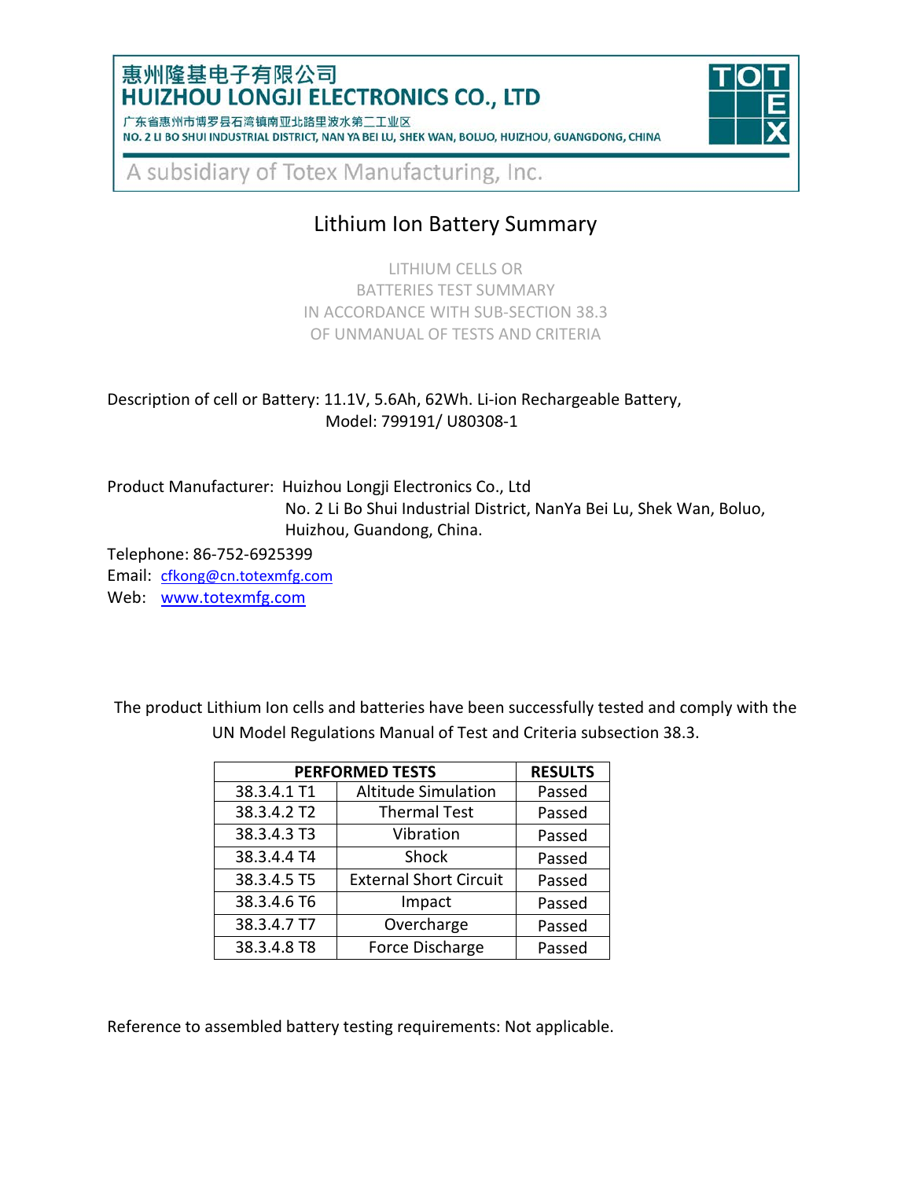惠州隆基电子有限公司
**HUIZHOU LONGJI ELECTRONICS CO., LTD**

广东省惠州市博罗县石湾镇南亚北路里波水第二工业区
NO. 2 LI BO SHUI INDUSTRIAL DISTRICT, NAN YA BEI LU, SHEK WAN, BOLUO, HUIZHOU, GUANGDONG, CHINA

A subsidiary of Totex Manufacturing, Inc.

# Lithium Ion Battery Summary

LITHIUM CELLS OR
BATTERIES TEST SUMMARY
IN ACCORDANCE WITH SUB-SECTION 38.3
OF UNMANUAL OF TESTS AND CRITERIA

Description of cell or Battery: 11.1V, 5.6Ah, 62Wh. Li-ion Rechargeable Battery,
Model: 799191/ U80308-1

Product Manufacturer: Huizhou Longji Electronics Co., Ltd
No. 2 Li Bo Shui Industrial District, NanYa Bei Lu, Shek Wan, Boluo,
Huizhou, Guandong, China.

Telephone: 86-752-6925399
Email: cfkong@cn.totexmfg.com
Web: www.totexmfg.com

The product Lithium Ion cells and batteries have been successfully tested and comply with the UN Model Regulations Manual of Test and Criteria subsection 38.3.

| PERFORMED TESTS | | RESULTS |
|---|---|---|
| 38.3.4.1 T1 | Altitude Simulation | Passed |
| 38.3.4.2 T2 | Thermal Test | Passed |
| 38.3.4.3 T3 | Vibration | Passed |
| 38.3.4.4 T4 | Shock | Passed |
| 38.3.4.5 T5 | External Short Circuit | Passed |
| 38.3.4.6 T6 | Impact | Passed |
| 38.3.4.7 T7 | Overcharge | Passed |
| 38.3.4.8 T8 | Force Discharge | Passed |

Reference to assembled battery testing requirements: Not applicable.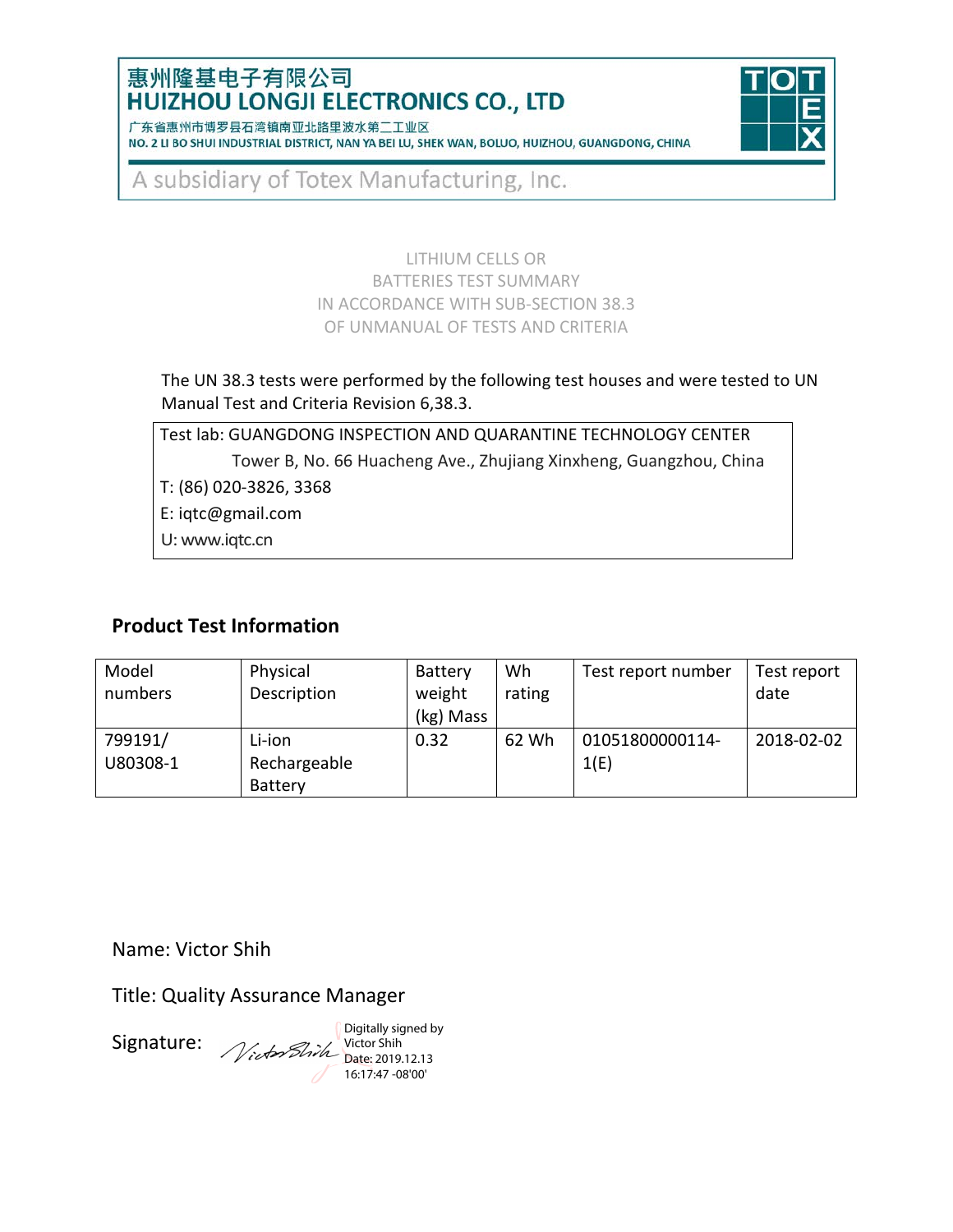惠州隆基电子有限公司
**HUIZHOU LONGJI ELECTRONICS CO., LTD**

广东省惠州市博罗县石湾镇南亚北路里波水第二工业区
NO. 2 LI BO SHUI INDUSTRIAL DISTRICT, NAN YA BEI LU, SHEK WAN, BOLUO, HUIZHOU, GUANGDONG, CHINA

A subsidiary of Totex Manufacturing, Inc.

LITHIUM CELLS OR
BATTERIES TEST SUMMARY
IN ACCORDANCE WITH SUB-SECTION 38.3
OF UNMANUAL OF TESTS AND CRITERIA

The UN 38.3 tests were performed by the following test houses and were tested to UN Manual Test and Criteria Revision 6,38.3.

Test lab: GUANGDONG INSPECTION AND QUARANTINE TECHNOLOGY CENTER
Tower B, No. 66 Huacheng Ave., Zhujiang Xinxheng, Guangzhou, China
T: (86) 020-3826, 3368
E: iqtc@gmail.com
U: www.iqtc.cn

## Product Test Information

| Model numbers | Physical Description | Battery weight (kg) Mass | Wh rating | Test report number | Test report date |
|---|---|---|---|---|---|
| 799191/ U80308-1 | Li-ion Rechargeable Battery | 0.32 | 62 Wh | 01051800000114-1(E) | 2018-02-02 |

Name: Victor Shih

Title: Quality Assurance Manager

Signature: Victor Shih — Digitally signed by Victor Shih Date: 2019.12.13 16:17:47 -08'00'